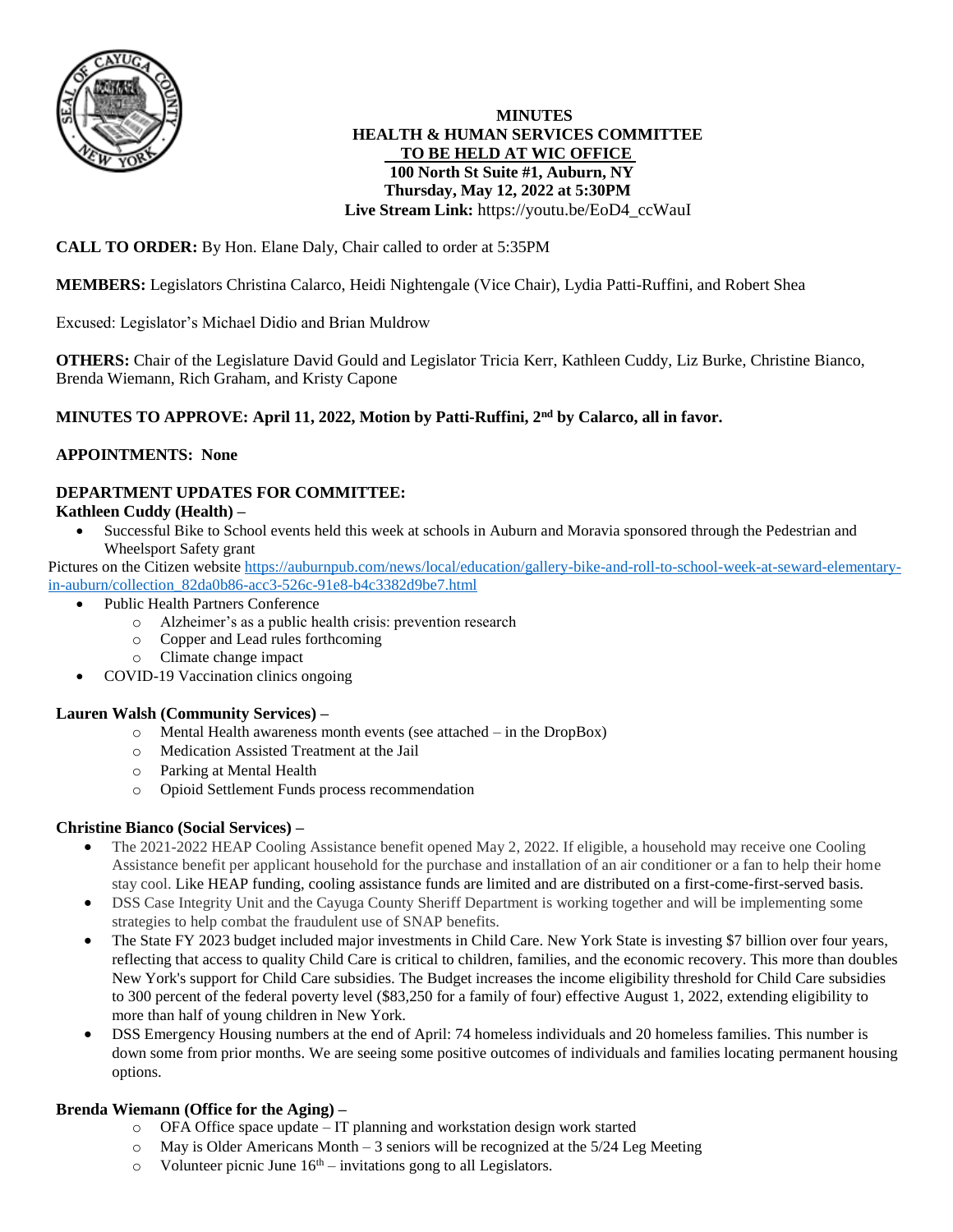**MINUTES**
**HEALTH & HUMAN SERVICES COMMITTEE**
**TO BE HELD AT WIC OFFICE**
**100 North St Suite #1, Auburn, NY**
**Thursday, May 12, 2022 at 5:30PM**
**Live Stream Link:** https://youtu.be/EoD4_ccWauI

**CALL TO ORDER:** By Hon. Elane Daly, Chair called to order at 5:35PM

**MEMBERS:** Legislators Christina Calarco, Heidi Nightengale (Vice Chair), Lydia Patti-Ruffini, and Robert Shea

Excused: Legislator's Michael Didio and Brian Muldrow

**OTHERS:** Chair of the Legislature David Gould and Legislator Tricia Kerr, Kathleen Cuddy, Liz Burke, Christine Bianco, Brenda Wiemann, Rich Graham, and Kristy Capone

**MINUTES TO APPROVE: April 11, 2022, Motion by Patti-Ruffini, 2nd by Calarco, all in favor.**

**APPOINTMENTS: None**

**DEPARTMENT UPDATES FOR COMMITTEE:**

**Kathleen Cuddy (Health) –**

- Successful Bike to School events held this week at schools in Auburn and Moravia sponsored through the Pedestrian and Wheelsport Safety grant

Pictures on the Citizen website https://auburnpub.com/news/local/education/gallery-bike-and-roll-to-school-week-at-seward-elementary-in-auburn/collection_82da0b86-acc3-526c-91e8-b4c3382d9be7.html

- Public Health Partners Conference
  - Alzheimer's as a public health crisis: prevention research
  - Copper and Lead rules forthcoming
  - Climate change impact
- COVID-19 Vaccination clinics ongoing

**Lauren Walsh (Community Services) –**

- Mental Health awareness month events (see attached – in the DropBox)
- Medication Assisted Treatment at the Jail
- Parking at Mental Health
- Opioid Settlement Funds process recommendation

**Christine Bianco (Social Services) –**

- The 2021-2022 HEAP Cooling Assistance benefit opened May 2, 2022. If eligible, a household may receive one Cooling Assistance benefit per applicant household for the purchase and installation of an air conditioner or a fan to help their home stay cool. Like HEAP funding, cooling assistance funds are limited and are distributed on a first-come-first-served basis.
- DSS Case Integrity Unit and the Cayuga County Sheriff Department is working together and will be implementing some strategies to help combat the fraudulent use of SNAP benefits.
- The State FY 2023 budget included major investments in Child Care. New York State is investing $7 billion over four years, reflecting that access to quality Child Care is critical to children, families, and the economic recovery. This more than doubles New York's support for Child Care subsidies. The Budget increases the income eligibility threshold for Child Care subsidies to 300 percent of the federal poverty level ($83,250 for a family of four) effective August 1, 2022, extending eligibility to more than half of young children in New York.
- DSS Emergency Housing numbers at the end of April: 74 homeless individuals and 20 homeless families. This number is down some from prior months. We are seeing some positive outcomes of individuals and families locating permanent housing options.

**Brenda Wiemann (Office for the Aging) –**

- OFA Office space update – IT planning and workstation design work started
- May is Older Americans Month – 3 seniors will be recognized at the 5/24 Leg Meeting
- Volunteer picnic June 16th – invitations gong to all Legislators.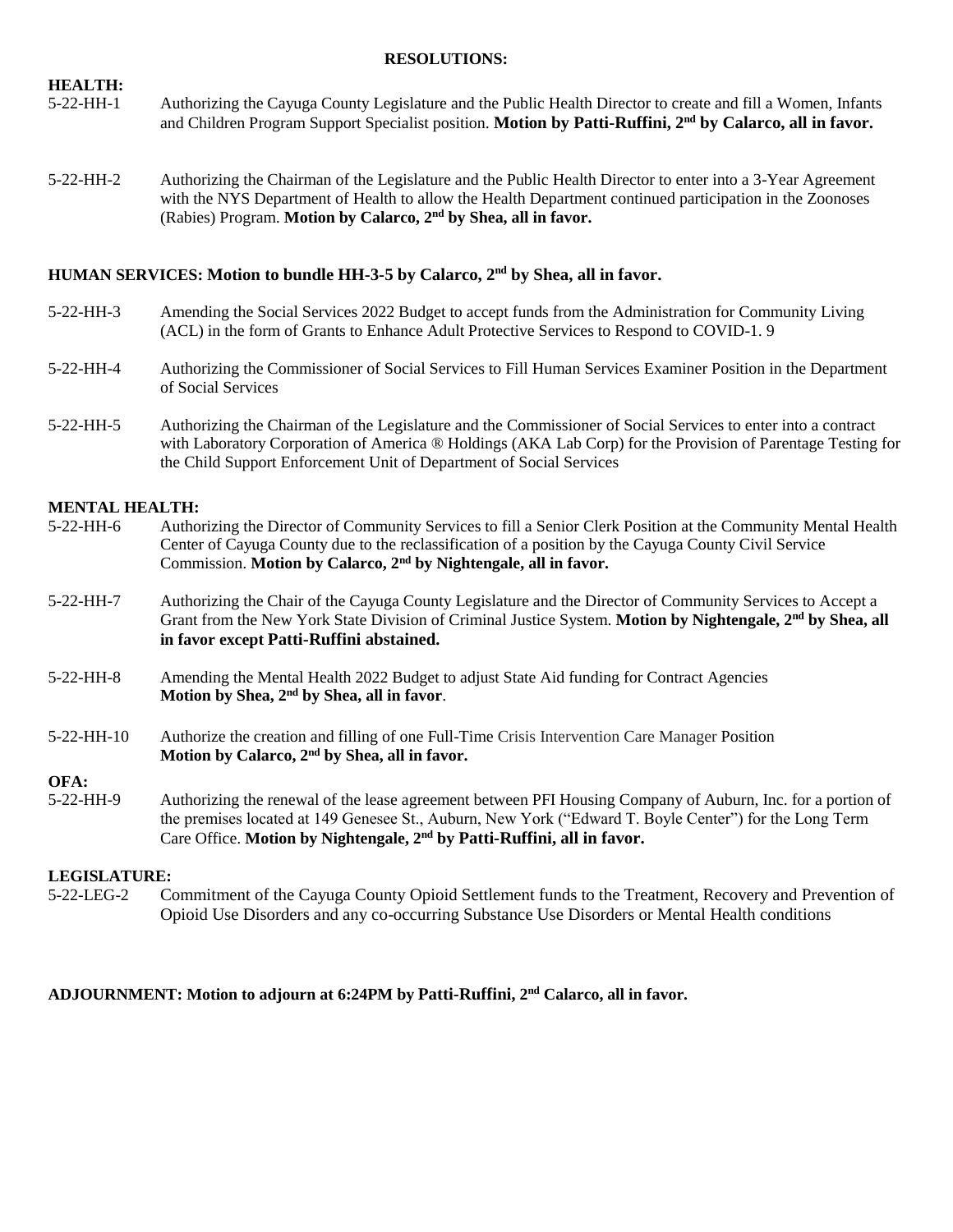## RESOLUTIONS:

**HEALTH:**

5-22-HH-1 Authorizing the Cayuga County Legislature and the Public Health Director to create and fill a Women, Infants and Children Program Support Specialist position. **Motion by Patti-Ruffini, 2nd by Calarco, all in favor.**

5-22-HH-2 Authorizing the Chairman of the Legislature and the Public Health Director to enter into a 3-Year Agreement with the NYS Department of Health to allow the Health Department continued participation in the Zoonoses (Rabies) Program. **Motion by Calarco, 2nd by Shea, all in favor.**

**HUMAN SERVICES: Motion to bundle HH-3-5 by Calarco, 2nd by Shea, all in favor.**

5-22-HH-3 Amending the Social Services 2022 Budget to accept funds from the Administration for Community Living (ACL) in the form of Grants to Enhance Adult Protective Services to Respond to COVID-1. 9

5-22-HH-4 Authorizing the Commissioner of Social Services to Fill Human Services Examiner Position in the Department of Social Services

5-22-HH-5 Authorizing the Chairman of the Legislature and the Commissioner of Social Services to enter into a contract with Laboratory Corporation of America ® Holdings (AKA Lab Corp) for the Provision of Parentage Testing for the Child Support Enforcement Unit of Department of Social Services

**MENTAL HEALTH:**

5-22-HH-6 Authorizing the Director of Community Services to fill a Senior Clerk Position at the Community Mental Health Center of Cayuga County due to the reclassification of a position by the Cayuga County Civil Service Commission. **Motion by Calarco, 2nd by Nightengale, all in favor.**

5-22-HH-7 Authorizing the Chair of the Cayuga County Legislature and the Director of Community Services to Accept a Grant from the New York State Division of Criminal Justice System. **Motion by Nightengale, 2nd by Shea, all in favor except Patti-Ruffini abstained.**

5-22-HH-8 Amending the Mental Health 2022 Budget to adjust State Aid funding for Contract Agencies **Motion by Shea, 2nd by Shea, all in favor**.

5-22-HH-10 Authorize the creation and filling of one Full-Time Crisis Intervention Care Manager Position **Motion by Calarco, 2nd by Shea, all in favor.**

**OFA:**

5-22-HH-9 Authorizing the renewal of the lease agreement between PFI Housing Company of Auburn, Inc. for a portion of the premises located at 149 Genesee St., Auburn, New York ("Edward T. Boyle Center") for the Long Term Care Office. **Motion by Nightengale, 2nd by Patti-Ruffini, all in favor.**

**LEGISLATURE:**

5-22-LEG-2 Commitment of the Cayuga County Opioid Settlement funds to the Treatment, Recovery and Prevention of Opioid Use Disorders and any co-occurring Substance Use Disorders or Mental Health conditions

**ADJOURNMENT: Motion to adjourn at 6:24PM by Patti-Ruffini, 2nd Calarco, all in favor.**